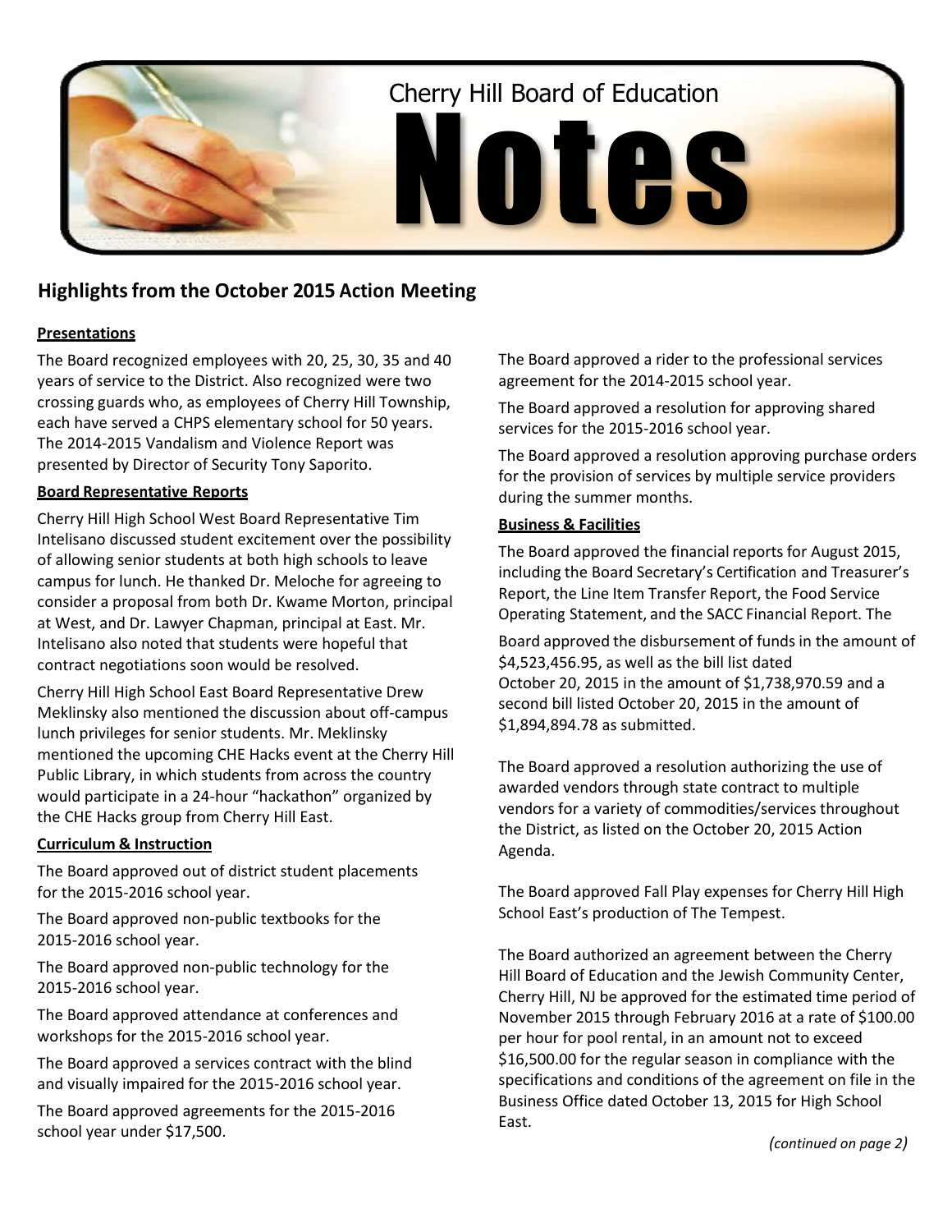# Cherry Hill Board of Education Notes

## Highlights from the October 2015 Action Meeting

### Presentations

The Board recognized employees with 20, 25, 30, 35 and 40 years of service to the District. Also recognized were two crossing guards who, as employees of Cherry Hill Township, each have served a CHPS elementary school for 50 years. The 2014-2015 Vandalism and Violence Report was presented by Director of Security Tony Saporito.

### Board Representative Reports

Cherry Hill High School West Board Representative Tim Intelisano discussed student excitement over the possibility of allowing senior students at both high schools to leave campus for lunch. He thanked Dr. Meloche for agreeing to consider a proposal from both Dr. Kwame Morton, principal at West, and Dr. Lawyer Chapman, principal at East. Mr. Intelisano also noted that students were hopeful that contract negotiations soon would be resolved.

Cherry Hill High School East Board Representative Drew Meklinsky also mentioned the discussion about off-campus lunch privileges for senior students. Mr. Meklinsky mentioned the upcoming CHE Hacks event at the Cherry Hill Public Library, in which students from across the country would participate in a 24-hour "hackathon" organized by the CHE Hacks group from Cherry Hill East.

### Curriculum & Instruction

The Board approved out of district student placements for the 2015-2016 school year.

The Board approved non-public textbooks for the 2015-2016 school year.

The Board approved non-public technology for the 2015-2016 school year.

The Board approved attendance at conferences and workshops for the 2015-2016 school year.

The Board approved a services contract with the blind and visually impaired for the 2015-2016 school year.

The Board approved agreements for the 2015-2016 school year under $17,500.

The Board approved a rider to the professional services agreement for the 2014-2015 school year.

The Board approved a resolution for approving shared services for the 2015-2016 school year.

The Board approved a resolution approving purchase orders for the provision of services by multiple service providers during the summer months.

### Business & Facilities

The Board approved the financial reports for August 2015, including the Board Secretary's Certification and Treasurer's Report, the Line Item Transfer Report, the Food Service Operating Statement, and the SACC Financial Report. The Board approved the disbursement of funds in the amount of $4,523,456.95, as well as the bill list dated October 20, 2015 in the amount of $1,738,970.59 and a second bill listed October 20, 2015 in the amount of $1,894,894.78 as submitted.

The Board approved a resolution authorizing the use of awarded vendors through state contract to multiple vendors for a variety of commodities/services throughout the District, as listed on the October 20, 2015 Action Agenda.

The Board approved Fall Play expenses for Cherry Hill High School East's production of The Tempest.

The Board authorized an agreement between the Cherry Hill Board of Education and the Jewish Community Center, Cherry Hill, NJ be approved for the estimated time period of November 2015 through February 2016 at a rate of $100.00 per hour for pool rental, in an amount not to exceed $16,500.00 for the regular season in compliance with the specifications and conditions of the agreement on file in the Business Office dated October 13, 2015 for High School East.

*(continued on page 2)*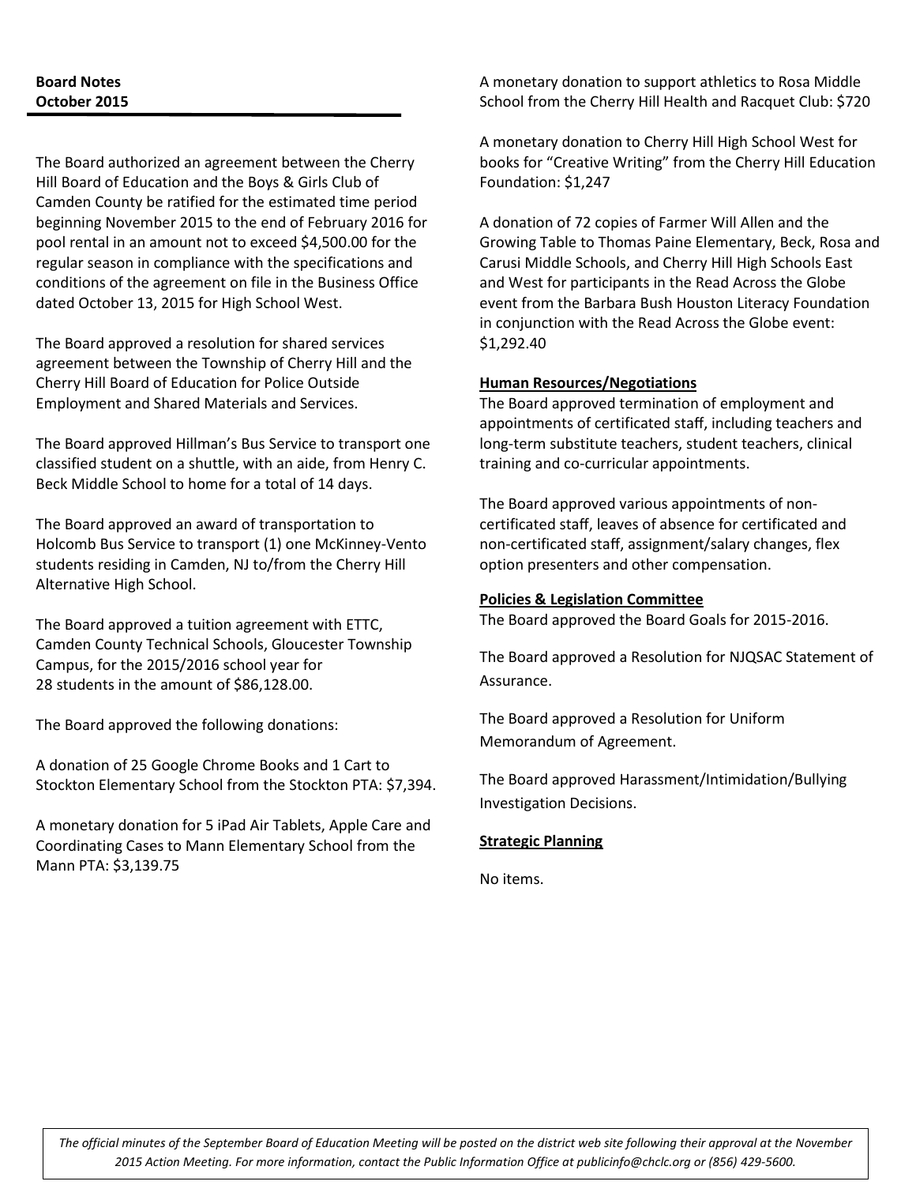**Board Notes**
**October 2015**

The Board authorized an agreement between the Cherry Hill Board of Education and the Boys & Girls Club of Camden County be ratified for the estimated time period beginning November 2015 to the end of February 2016 for pool rental in an amount not to exceed $4,500.00 for the regular season in compliance with the specifications and conditions of the agreement on file in the Business Office dated October 13, 2015 for High School West.

The Board approved a resolution for shared services agreement between the Township of Cherry Hill and the Cherry Hill Board of Education for Police Outside Employment and Shared Materials and Services.

The Board approved Hillman's Bus Service to transport one classified student on a shuttle, with an aide, from Henry C. Beck Middle School to home for a total of 14 days.

The Board approved an award of transportation to Holcomb Bus Service to transport (1) one McKinney-Vento students residing in Camden, NJ to/from the Cherry Hill Alternative High School.

The Board approved a tuition agreement with ETTC, Camden County Technical Schools, Gloucester Township Campus, for the 2015/2016 school year for 28 students in the amount of $86,128.00.

The Board approved the following donations:

A donation of 25 Google Chrome Books and 1 Cart to Stockton Elementary School from the Stockton PTA: $7,394.

A monetary donation for 5 iPad Air Tablets, Apple Care and Coordinating Cases to Mann Elementary School from the Mann PTA: $3,139.75

A monetary donation to support athletics to Rosa Middle School from the Cherry Hill Health and Racquet Club: $720

A monetary donation to Cherry Hill High School West for books for "Creative Writing" from the Cherry Hill Education Foundation: $1,247

A donation of 72 copies of Farmer Will Allen and the Growing Table to Thomas Paine Elementary, Beck, Rosa and Carusi Middle Schools, and Cherry Hill High Schools East and West for participants in the Read Across the Globe event from the Barbara Bush Houston Literacy Foundation in conjunction with the Read Across the Globe event: $1,292.40

**Human Resources/Negotiations**

The Board approved termination of employment and appointments of certificated staff, including teachers and long-term substitute teachers, student teachers, clinical training and co-curricular appointments.

The Board approved various appointments of non-certificated staff, leaves of absence for certificated and non-certificated staff, assignment/salary changes, flex option presenters and other compensation.

**Policies & Legislation Committee**

The Board approved the Board Goals for 2015-2016.

The Board approved a Resolution for NJQSAC Statement of Assurance.

The Board approved a Resolution for Uniform Memorandum of Agreement.

The Board approved Harassment/Intimidation/Bullying Investigation Decisions.

**Strategic Planning**

No items.

*The official minutes of the September Board of Education Meeting will be posted on the district web site following their approval at the November 2015 Action Meeting. For more information, contact the Public Information Office at publicinfo@chclc.org or (856) 429-5600.*